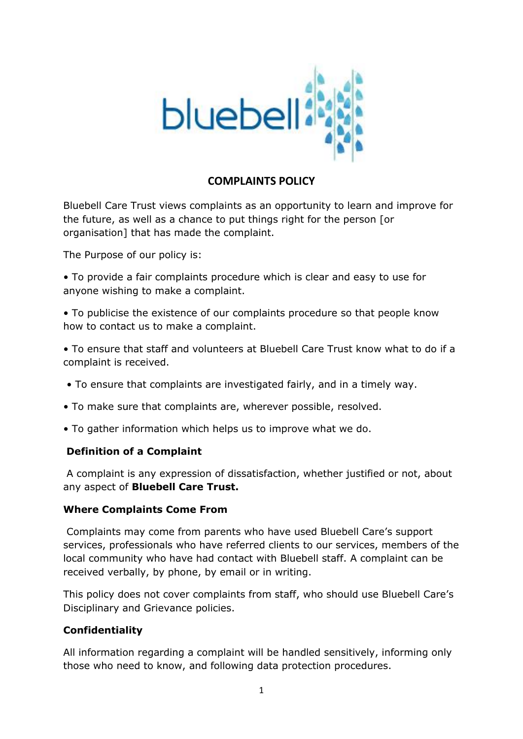# COMPLAINTS POLICY

Bluebell Care Trust views complaints as an opportunity to learn and improve for the future, as well as a chance to put things right for the person [or organisation] that has made the complaint.

The Purpose of our policy is:

- To provide a fair complaints procedure which is clear and easy to use for anyone wishing to make a complaint.
- To publicise the existence of our complaints procedure so that people know how to contact us to make a complaint.
- To ensure that staff and volunteers at Bluebell Care Trust know what to do if a complaint is received.
- To ensure that complaints are investigated fairly, and in a timely way.
- To make sure that complaints are, wherever possible, resolved.
- To gather information which helps us to improve what we do.

**Definition of a Complaint**

A complaint is any expression of dissatisfaction, whether justified or not, about any aspect of **Bluebell Care Trust.**

**Where Complaints Come From**

Complaints may come from parents who have used Bluebell Care's support services, professionals who have referred clients to our services, members of the local community who have had contact with Bluebell staff. A complaint can be received verbally, by phone, by email or in writing.

This policy does not cover complaints from staff, who should use Bluebell Care's Disciplinary and Grievance policies.

**Confidentiality**

All information regarding a complaint will be handled sensitively, informing only those who need to know, and following data protection procedures.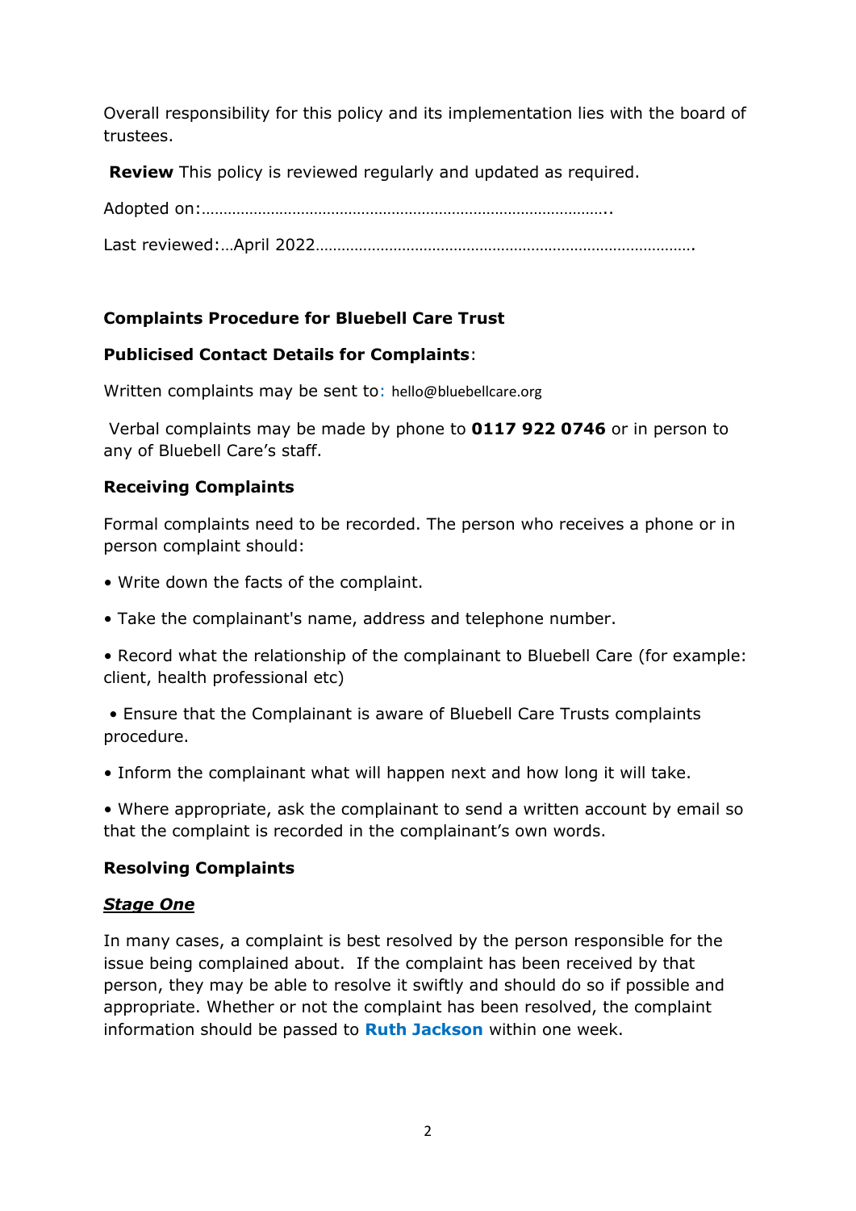Overall responsibility for this policy and its implementation lies with the board of trustees.

**Review** This policy is reviewed regularly and updated as required.

Adopted on:…………………………………………………………………………………..

Last reviewed:…April 2022…………………………………………………………………………….

**Complaints Procedure for Bluebell Care Trust**

**Publicised Contact Details for Complaints**:

Written complaints may be sent to: hello@bluebellcare.org

Verbal complaints may be made by phone to **0117 922 0746** or in person to any of Bluebell Care's staff.

**Receiving Complaints**

Formal complaints need to be recorded. The person who receives a phone or in person complaint should:

- Write down the facts of the complaint.
- Take the complainant's name, address and telephone number.
- Record what the relationship of the complainant to Bluebell Care (for example: client, health professional etc)
- Ensure that the Complainant is aware of Bluebell Care Trusts complaints procedure.
- Inform the complainant what will happen next and how long it will take.
- Where appropriate, ask the complainant to send a written account by email so that the complaint is recorded in the complainant's own words.

**Resolving Complaints**

***Stage One***

In many cases, a complaint is best resolved by the person responsible for the issue being complained about. If the complaint has been received by that person, they may be able to resolve it swiftly and should do so if possible and appropriate. Whether or not the complaint has been resolved, the complaint information should be passed to **Ruth Jackson** within one week.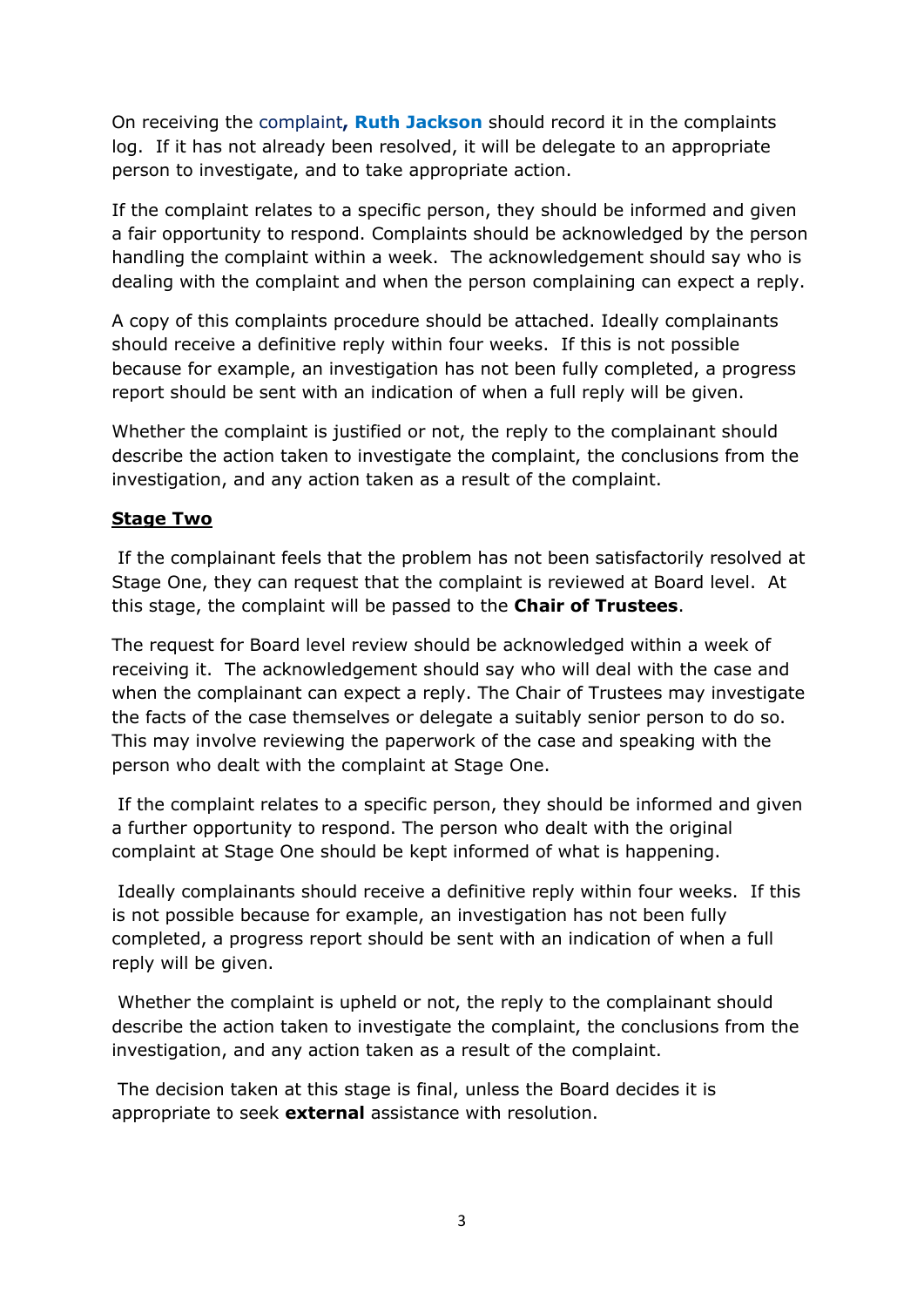On receiving the complaint**, Ruth Jackson** should record it in the complaints log. If it has not already been resolved, it will be delegate to an appropriate person to investigate, and to take appropriate action.

If the complaint relates to a specific person, they should be informed and given a fair opportunity to respond. Complaints should be acknowledged by the person handling the complaint within a week. The acknowledgement should say who is dealing with the complaint and when the person complaining can expect a reply.

A copy of this complaints procedure should be attached. Ideally complainants should receive a definitive reply within four weeks. If this is not possible because for example, an investigation has not been fully completed, a progress report should be sent with an indication of when a full reply will be given.

Whether the complaint is justified or not, the reply to the complainant should describe the action taken to investigate the complaint, the conclusions from the investigation, and any action taken as a result of the complaint.

**Stage Two**

If the complainant feels that the problem has not been satisfactorily resolved at Stage One, they can request that the complaint is reviewed at Board level. At this stage, the complaint will be passed to the **Chair of Trustees**.

The request for Board level review should be acknowledged within a week of receiving it. The acknowledgement should say who will deal with the case and when the complainant can expect a reply. The Chair of Trustees may investigate the facts of the case themselves or delegate a suitably senior person to do so. This may involve reviewing the paperwork of the case and speaking with the person who dealt with the complaint at Stage One.

If the complaint relates to a specific person, they should be informed and given a further opportunity to respond. The person who dealt with the original complaint at Stage One should be kept informed of what is happening.

Ideally complainants should receive a definitive reply within four weeks. If this is not possible because for example, an investigation has not been fully completed, a progress report should be sent with an indication of when a full reply will be given.

Whether the complaint is upheld or not, the reply to the complainant should describe the action taken to investigate the complaint, the conclusions from the investigation, and any action taken as a result of the complaint.

The decision taken at this stage is final, unless the Board decides it is appropriate to seek **external** assistance with resolution.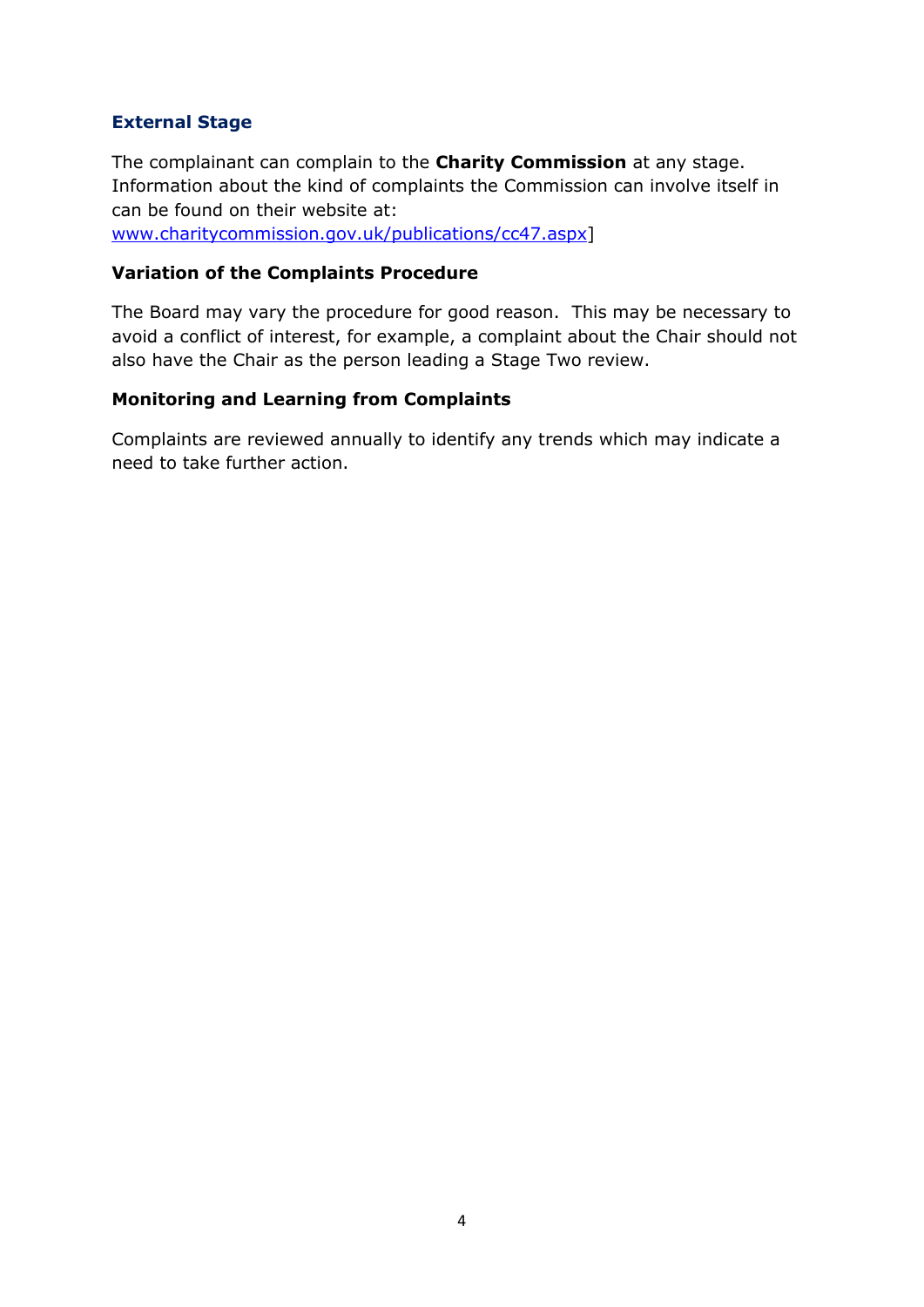### External Stage

The complainant can complain to the **Charity Commission** at any stage. Information about the kind of complaints the Commission can involve itself in can be found on their website at: www.charitycommission.gov.uk/publications/cc47.aspx]

### Variation of the Complaints Procedure

The Board may vary the procedure for good reason. This may be necessary to avoid a conflict of interest, for example, a complaint about the Chair should not also have the Chair as the person leading a Stage Two review.

### Monitoring and Learning from Complaints

Complaints are reviewed annually to identify any trends which may indicate a need to take further action.